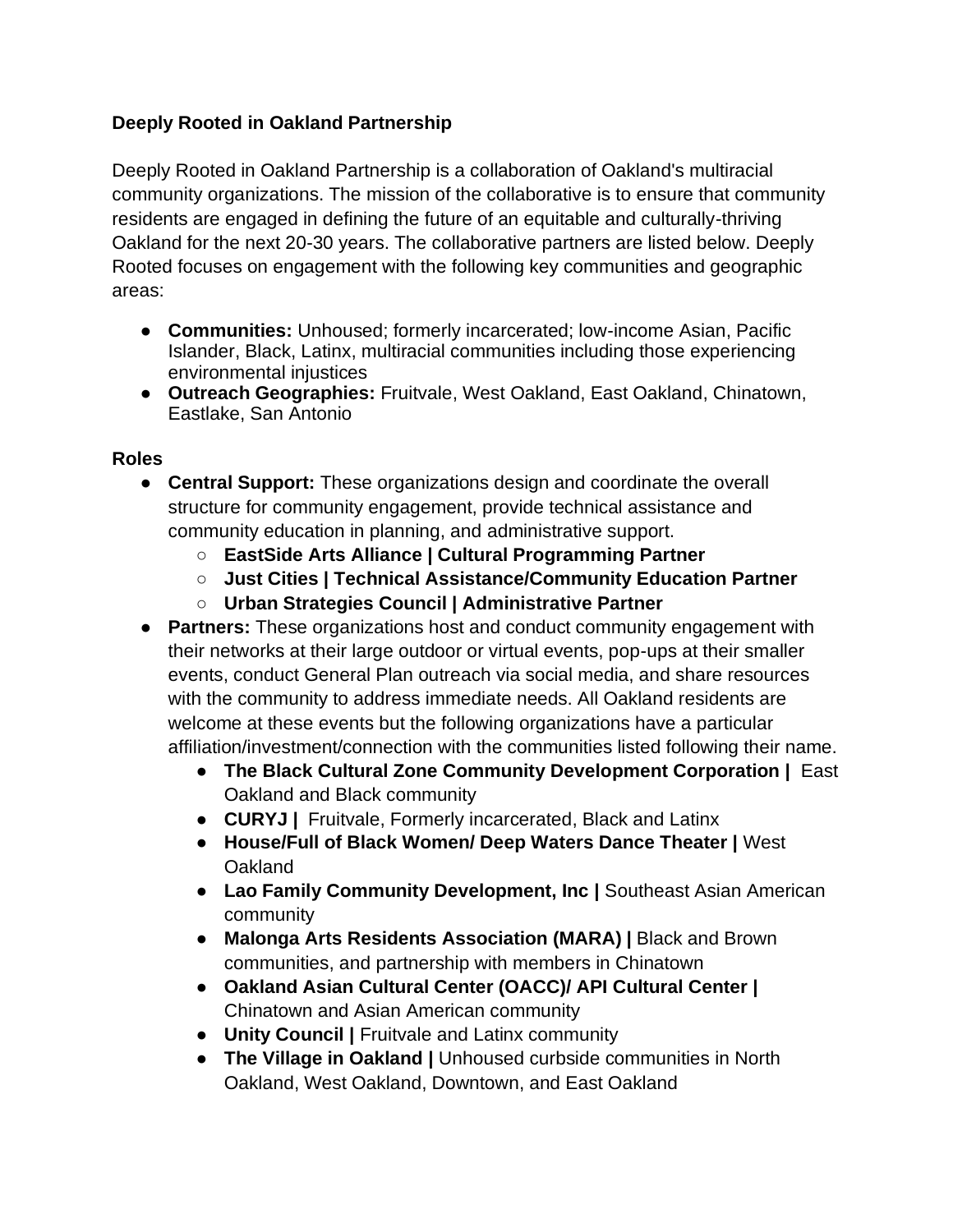**Deeply Rooted in Oakland Partnership**

Deeply Rooted in Oakland Partnership is a collaboration of Oakland's multiracial community organizations. The mission of the collaborative is to ensure that community residents are engaged in defining the future of an equitable and culturally-thriving Oakland for the next 20-30 years. The collaborative partners are listed below. Deeply Rooted focuses on engagement with the following key communities and geographic areas:

- **Communities:** Unhoused; formerly incarcerated; low-income Asian, Pacific Islander, Black, Latinx, multiracial communities including those experiencing environmental injustices
- **Outreach Geographies:** Fruitvale, West Oakland, East Oakland, Chinatown, Eastlake, San Antonio

**Roles**

- **Central Support:** These organizations design and coordinate the overall structure for community engagement, provide technical assistance and community education in planning, and administrative support.
    - **EastSide Arts Alliance | Cultural Programming Partner**
    - **Just Cities | Technical Assistance/Community Education Partner**
    - **Urban Strategies Council | Administrative Partner**
- **Partners:** These organizations host and conduct community engagement with their networks at their large outdoor or virtual events, pop-ups at their smaller events, conduct General Plan outreach via social media, and share resources with the community to address immediate needs. All Oakland residents are welcome at these events but the following organizations have a particular affiliation/investment/connection with the communities listed following their name.
    - **The Black Cultural Zone Community Development Corporation |** East Oakland and Black community
    - **CURYJ |** Fruitvale, Formerly incarcerated, Black and Latinx
    - **House/Full of Black Women/ Deep Waters Dance Theater |** West Oakland
    - **Lao Family Community Development, Inc |** Southeast Asian American community
    - **Malonga Arts Residents Association (MARA) |** Black and Brown communities, and partnership with members in Chinatown
    - **Oakland Asian Cultural Center (OACC)/ API Cultural Center |** Chinatown and Asian American community
    - **Unity Council |** Fruitvale and Latinx community
    - **The Village in Oakland |** Unhoused curbside communities in North Oakland, West Oakland, Downtown, and East Oakland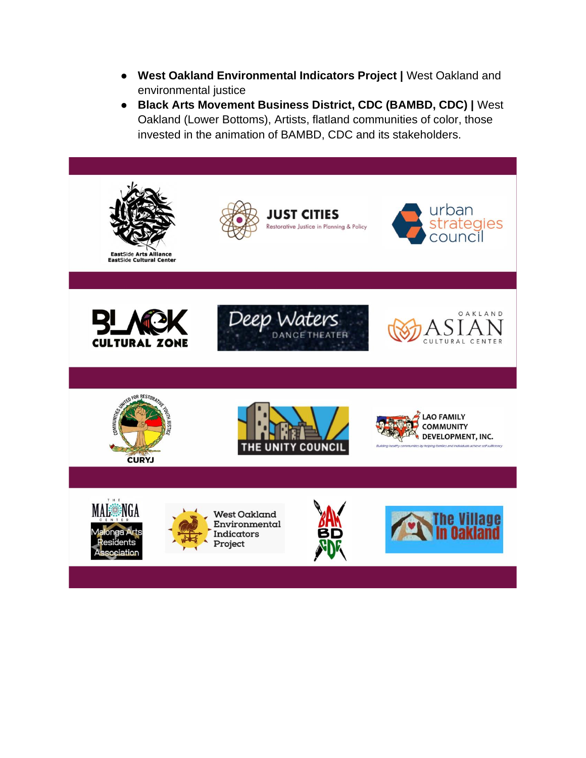- **West Oakland Environmental Indicators Project |** West Oakland and environmental justice
- **Black Arts Movement Business District, CDC (BAMBD, CDC) |** West Oakland (Lower Bottoms), Artists, flatland communities of color, those invested in the animation of BAMBD, CDC and its stakeholders.

EastSide Arts Alliance
EastSide Cultural Center

JUST CITIES
Restorative Justice in Planning & Policy

urban strategies council

BLACK CULTURAL ZONE

Deep Waters DANCE THEATER

OAKLAND ASIAN CULTURAL CENTER

COMMUNITIES UNITED FOR RESTORATIVE YOUTH JUSTICE
CURYJ

THE UNITY COUNCIL

LAO FAMILY COMMUNITY DEVELOPMENT, INC.
Building healthy communities by helping families and individuals achieve self-sufficiency

THE MALONGA CENTER
Malonga Arts Residents Association

West Oakland Environmental Indicators Project

BAM BD CDC

The Village In Oakland